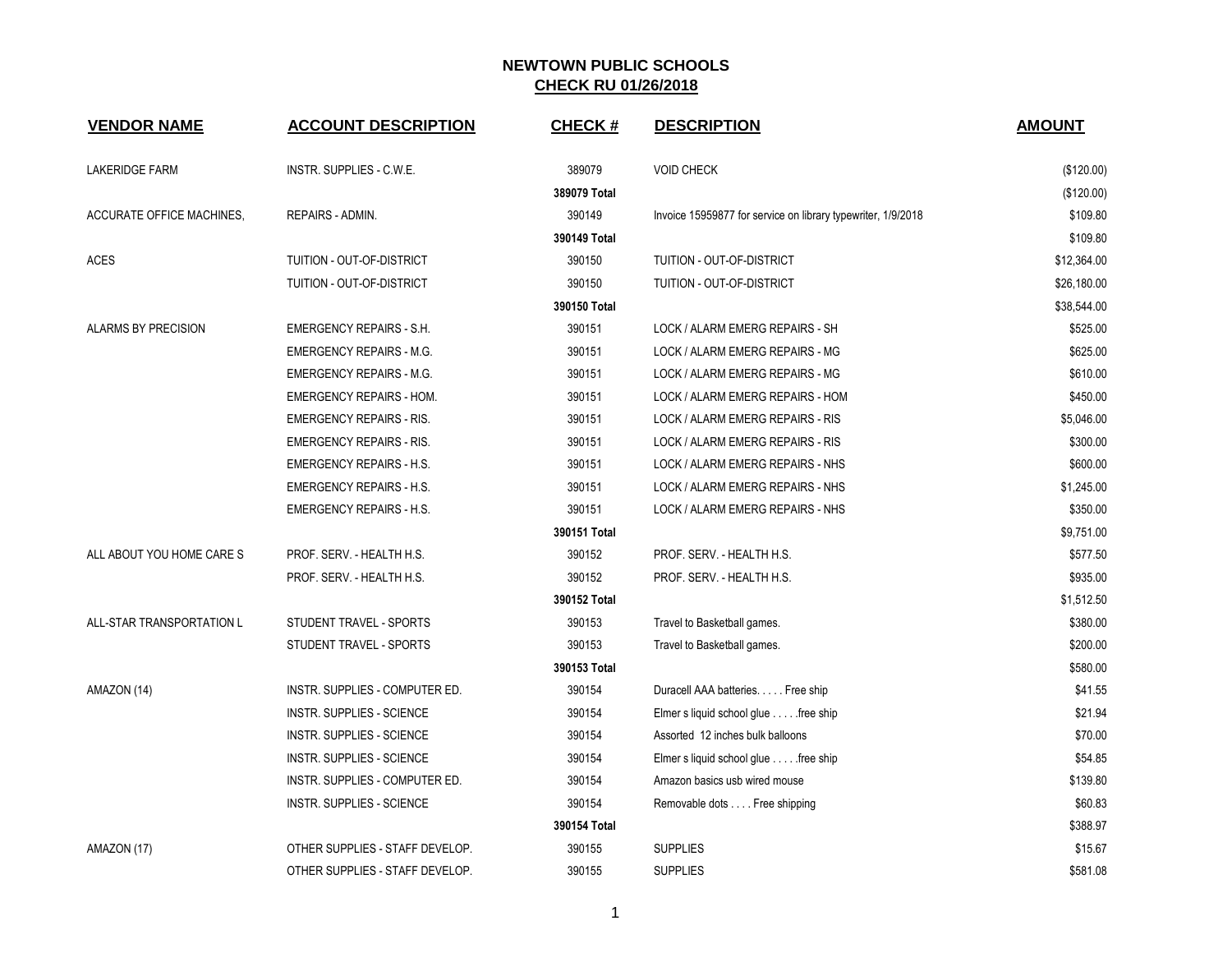# NEWTOWN PUBLIC SCHOOLS

## CHECK RU 01/26/2018

| VENDOR NAME | ACCOUNT DESCRIPTION | CHECK # | DESCRIPTION | AMOUNT |
|---|---|---|---|---|
| LAKERIDGE FARM | INSTR. SUPPLIES - C.W.E. | 389079 | VOID CHECK | ($120.00) |
| | | 389079 Total | | ($120.00) |
| ACCURATE OFFICE MACHINES, | REPAIRS - ADMIN. | 390149 | Invoice 15959877 for service on library typewriter, 1/9/2018 | $109.80 |
| | | 390149 Total | | $109.80 |
| ACES | TUITION - OUT-OF-DISTRICT | 390150 | TUITION - OUT-OF-DISTRICT | $12,364.00 |
| | TUITION - OUT-OF-DISTRICT | 390150 | TUITION - OUT-OF-DISTRICT | $26,180.00 |
| | | 390150 Total | | $38,544.00 |
| ALARMS BY PRECISION | EMERGENCY REPAIRS - S.H. | 390151 | LOCK / ALARM EMERG REPAIRS - SH | $525.00 |
| | EMERGENCY REPAIRS - M.G. | 390151 | LOCK / ALARM EMERG REPAIRS - MG | $625.00 |
| | EMERGENCY REPAIRS - M.G. | 390151 | LOCK / ALARM EMERG REPAIRS - MG | $610.00 |
| | EMERGENCY REPAIRS - HOM. | 390151 | LOCK / ALARM EMERG REPAIRS - HOM | $450.00 |
| | EMERGENCY REPAIRS - RIS. | 390151 | LOCK / ALARM EMERG REPAIRS - RIS | $5,046.00 |
| | EMERGENCY REPAIRS - RIS. | 390151 | LOCK / ALARM EMERG REPAIRS - RIS | $300.00 |
| | EMERGENCY REPAIRS - H.S. | 390151 | LOCK / ALARM EMERG REPAIRS - NHS | $600.00 |
| | EMERGENCY REPAIRS - H.S. | 390151 | LOCK / ALARM EMERG REPAIRS - NHS | $1,245.00 |
| | EMERGENCY REPAIRS - H.S. | 390151 | LOCK / ALARM EMERG REPAIRS - NHS | $350.00 |
| | | 390151 Total | | $9,751.00 |
| ALL ABOUT YOU HOME CARE S | PROF. SERV. - HEALTH H.S. | 390152 | PROF. SERV. - HEALTH H.S. | $577.50 |
| | PROF. SERV. - HEALTH H.S. | 390152 | PROF. SERV. - HEALTH H.S. | $935.00 |
| | | 390152 Total | | $1,512.50 |
| ALL-STAR TRANSPORTATION L | STUDENT TRAVEL - SPORTS | 390153 | Travel to Basketball games. | $380.00 |
| | STUDENT TRAVEL - SPORTS | 390153 | Travel to Basketball games. | $200.00 |
| | | 390153 Total | | $580.00 |
| AMAZON (14) | INSTR. SUPPLIES - COMPUTER ED. | 390154 | Duracell AAA batteries. . . . . Free ship | $41.55 |
| | INSTR. SUPPLIES - SCIENCE | 390154 | Elmer s liquid school glue . . . . .free ship | $21.94 |
| | INSTR. SUPPLIES - SCIENCE | 390154 | Assorted 12 inches bulk balloons | $70.00 |
| | INSTR. SUPPLIES - SCIENCE | 390154 | Elmer s liquid school glue . . . . .free ship | $54.85 |
| | INSTR. SUPPLIES - COMPUTER ED. | 390154 | Amazon basics usb wired mouse | $139.80 |
| | INSTR. SUPPLIES - SCIENCE | 390154 | Removable dots . . . . Free shipping | $60.83 |
| | | 390154 Total | | $388.97 |
| AMAZON (17) | OTHER SUPPLIES - STAFF DEVELOP. | 390155 | SUPPLIES | $15.67 |
| | OTHER SUPPLIES - STAFF DEVELOP. | 390155 | SUPPLIES | $581.08 |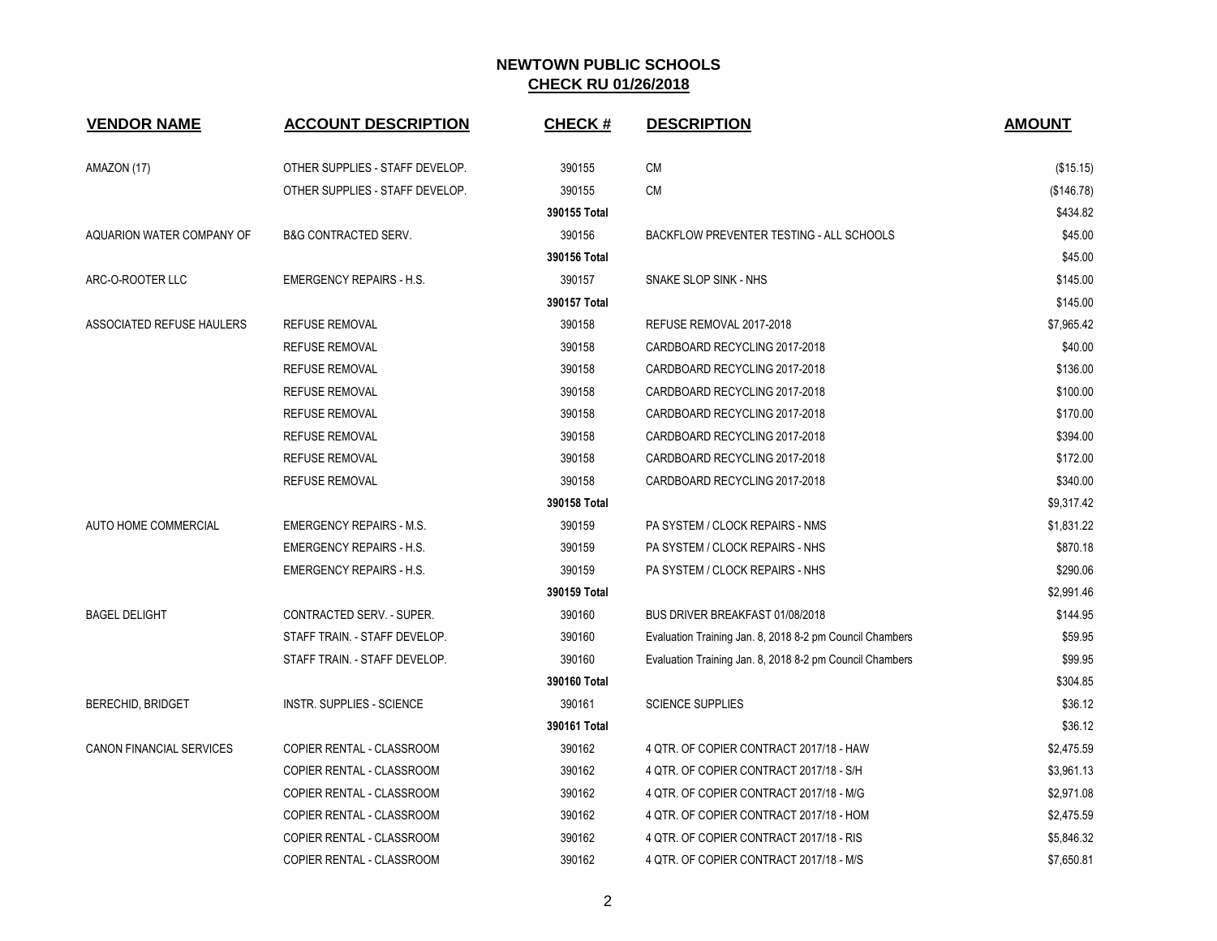# NEWTOWN PUBLIC SCHOOLS

## CHECK RU 01/26/2018

| VENDOR NAME | ACCOUNT DESCRIPTION | CHECK # | DESCRIPTION | AMOUNT |
|---|---|---|---|---|
| AMAZON (17) | OTHER SUPPLIES - STAFF DEVELOP. | 390155 | CM | ($15.15) |
| | OTHER SUPPLIES - STAFF DEVELOP. | 390155 | CM | ($146.78) |
| | | 390155 Total | | $434.82 |
| AQUARION WATER COMPANY OF | B&G CONTRACTED SERV. | 390156 | BACKFLOW PREVENTER TESTING - ALL SCHOOLS | $45.00 |
| | | 390156 Total | | $45.00 |
| ARC-O-ROOTER LLC | EMERGENCY REPAIRS - H.S. | 390157 | SNAKE SLOP SINK - NHS | $145.00 |
| | | 390157 Total | | $145.00 |
| ASSOCIATED REFUSE HAULERS | REFUSE REMOVAL | 390158 | REFUSE REMOVAL 2017-2018 | $7,965.42 |
| | REFUSE REMOVAL | 390158 | CARDBOARD RECYCLING 2017-2018 | $40.00 |
| | REFUSE REMOVAL | 390158 | CARDBOARD RECYCLING 2017-2018 | $136.00 |
| | REFUSE REMOVAL | 390158 | CARDBOARD RECYCLING 2017-2018 | $100.00 |
| | REFUSE REMOVAL | 390158 | CARDBOARD RECYCLING 2017-2018 | $170.00 |
| | REFUSE REMOVAL | 390158 | CARDBOARD RECYCLING 2017-2018 | $394.00 |
| | REFUSE REMOVAL | 390158 | CARDBOARD RECYCLING 2017-2018 | $172.00 |
| | REFUSE REMOVAL | 390158 | CARDBOARD RECYCLING 2017-2018 | $340.00 |
| | | 390158 Total | | $9,317.42 |
| AUTO HOME COMMERCIAL | EMERGENCY REPAIRS - M.S. | 390159 | PA SYSTEM / CLOCK REPAIRS - NMS | $1,831.22 |
| | EMERGENCY REPAIRS - H.S. | 390159 | PA SYSTEM / CLOCK REPAIRS - NHS | $870.18 |
| | EMERGENCY REPAIRS - H.S. | 390159 | PA SYSTEM / CLOCK REPAIRS - NHS | $290.06 |
| | | 390159 Total | | $2,991.46 |
| BAGEL DELIGHT | CONTRACTED SERV. - SUPER. | 390160 | BUS DRIVER BREAKFAST 01/08/2018 | $144.95 |
| | STAFF TRAIN. - STAFF DEVELOP. | 390160 | Evaluation Training Jan. 8, 2018 8-2 pm Council Chambers | $59.95 |
| | STAFF TRAIN. - STAFF DEVELOP. | 390160 | Evaluation Training Jan. 8, 2018 8-2 pm Council Chambers | $99.95 |
| | | 390160 Total | | $304.85 |
| BERECHID, BRIDGET | INSTR. SUPPLIES - SCIENCE | 390161 | SCIENCE SUPPLIES | $36.12 |
| | | 390161 Total | | $36.12 |
| CANON FINANCIAL SERVICES | COPIER RENTAL - CLASSROOM | 390162 | 4 QTR. OF COPIER CONTRACT 2017/18 - HAW | $2,475.59 |
| | COPIER RENTAL - CLASSROOM | 390162 | 4 QTR. OF COPIER CONTRACT 2017/18 - S/H | $3,961.13 |
| | COPIER RENTAL - CLASSROOM | 390162 | 4 QTR. OF COPIER CONTRACT 2017/18 - M/G | $2,971.08 |
| | COPIER RENTAL - CLASSROOM | 390162 | 4 QTR. OF COPIER CONTRACT 2017/18 - HOM | $2,475.59 |
| | COPIER RENTAL - CLASSROOM | 390162 | 4 QTR. OF COPIER CONTRACT 2017/18 - RIS | $5,846.32 |
| | COPIER RENTAL - CLASSROOM | 390162 | 4 QTR. OF COPIER CONTRACT 2017/18 - M/S | $7,650.81 |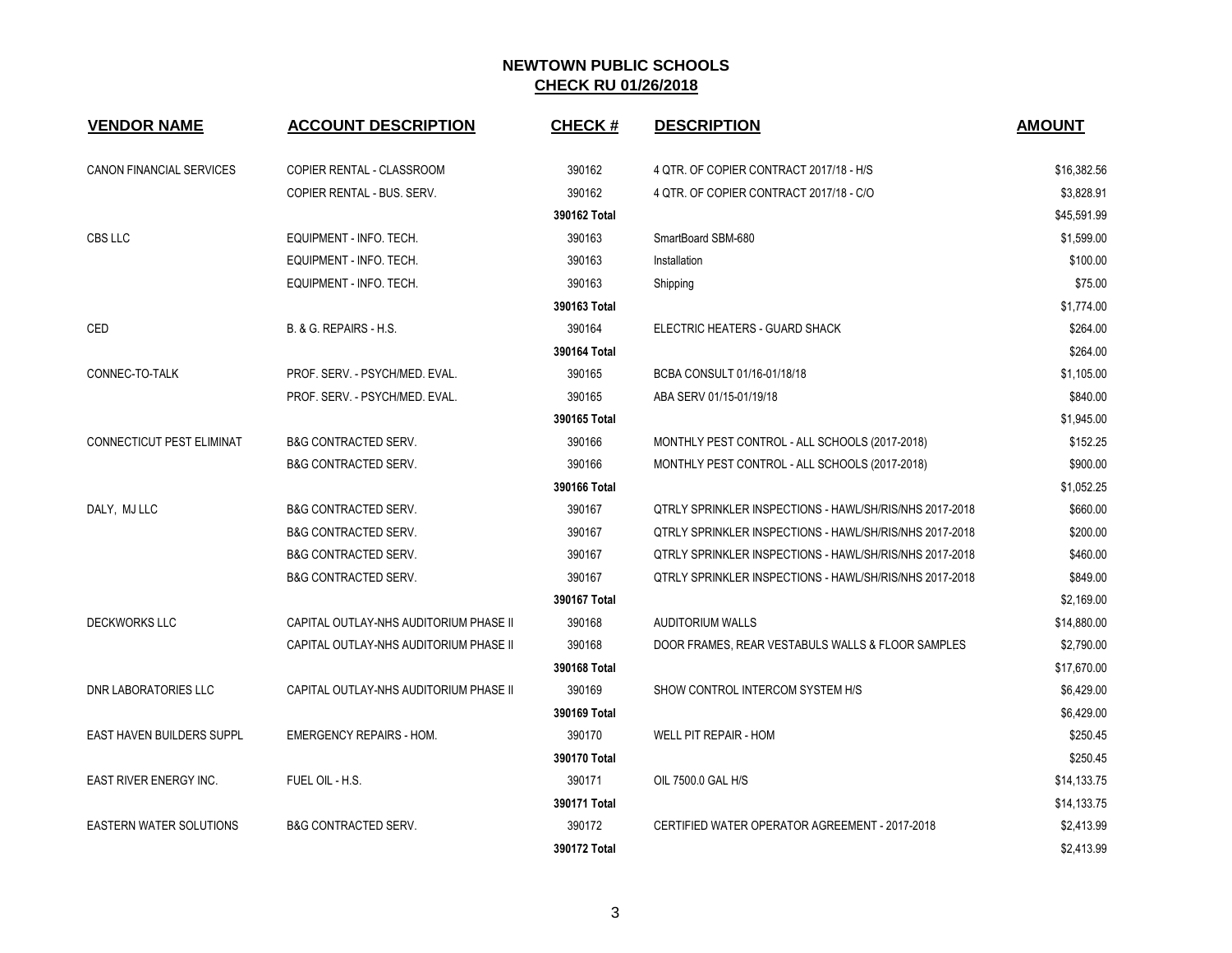# NEWTOWN PUBLIC SCHOOLS

## CHECK RU 01/26/2018

| VENDOR NAME | ACCOUNT DESCRIPTION | CHECK # | DESCRIPTION | AMOUNT |
|---|---|---|---|---|
| CANON FINANCIAL SERVICES | COPIER RENTAL - CLASSROOM | 390162 | 4 QTR. OF COPIER CONTRACT 2017/18 - H/S | $16,382.56 |
| | COPIER RENTAL - BUS. SERV. | 390162 | 4 QTR. OF COPIER CONTRACT 2017/18 - C/O | $3,828.91 |
| | | 390162 Total | | $45,591.99 |
| CBS LLC | EQUIPMENT - INFO. TECH. | 390163 | SmartBoard SBM-680 | $1,599.00 |
| | EQUIPMENT - INFO. TECH. | 390163 | Installation | $100.00 |
| | EQUIPMENT - INFO. TECH. | 390163 | Shipping | $75.00 |
| | | 390163 Total | | $1,774.00 |
| CED | B. & G. REPAIRS - H.S. | 390164 | ELECTRIC HEATERS - GUARD SHACK | $264.00 |
| | | 390164 Total | | $264.00 |
| CONNEC-TO-TALK | PROF. SERV. - PSYCH/MED. EVAL. | 390165 | BCBA CONSULT 01/16-01/18/18 | $1,105.00 |
| | PROF. SERV. - PSYCH/MED. EVAL. | 390165 | ABA SERV 01/15-01/19/18 | $840.00 |
| | | 390165 Total | | $1,945.00 |
| CONNECTICUT PEST ELIMINAT | B&G CONTRACTED SERV. | 390166 | MONTHLY PEST CONTROL - ALL SCHOOLS (2017-2018) | $152.25 |
| | B&G CONTRACTED SERV. | 390166 | MONTHLY PEST CONTROL - ALL SCHOOLS (2017-2018) | $900.00 |
| | | 390166 Total | | $1,052.25 |
| DALY, MJ LLC | B&G CONTRACTED SERV. | 390167 | QTRLY SPRINKLER INSPECTIONS - HAWL/SH/RIS/NHS 2017-2018 | $660.00 |
| | B&G CONTRACTED SERV. | 390167 | QTRLY SPRINKLER INSPECTIONS - HAWL/SH/RIS/NHS 2017-2018 | $200.00 |
| | B&G CONTRACTED SERV. | 390167 | QTRLY SPRINKLER INSPECTIONS - HAWL/SH/RIS/NHS 2017-2018 | $460.00 |
| | B&G CONTRACTED SERV. | 390167 | QTRLY SPRINKLER INSPECTIONS - HAWL/SH/RIS/NHS 2017-2018 | $849.00 |
| | | 390167 Total | | $2,169.00 |
| DECKWORKS LLC | CAPITAL OUTLAY-NHS AUDITORIUM PHASE II | 390168 | AUDITORIUM WALLS | $14,880.00 |
| | CAPITAL OUTLAY-NHS AUDITORIUM PHASE II | 390168 | DOOR FRAMES, REAR VESTABULS WALLS & FLOOR SAMPLES | $2,790.00 |
| | | 390168 Total | | $17,670.00 |
| DNR LABORATORIES LLC | CAPITAL OUTLAY-NHS AUDITORIUM PHASE II | 390169 | SHOW CONTROL INTERCOM SYSTEM H/S | $6,429.00 |
| | | 390169 Total | | $6,429.00 |
| EAST HAVEN BUILDERS SUPPL | EMERGENCY REPAIRS - HOM. | 390170 | WELL PIT REPAIR - HOM | $250.45 |
| | | 390170 Total | | $250.45 |
| EAST RIVER ENERGY INC. | FUEL OIL - H.S. | 390171 | OIL 7500.0 GAL H/S | $14,133.75 |
| | | 390171 Total | | $14,133.75 |
| EASTERN WATER SOLUTIONS | B&G CONTRACTED SERV. | 390172 | CERTIFIED WATER OPERATOR AGREEMENT - 2017-2018 | $2,413.99 |
| | | 390172 Total | | $2,413.99 |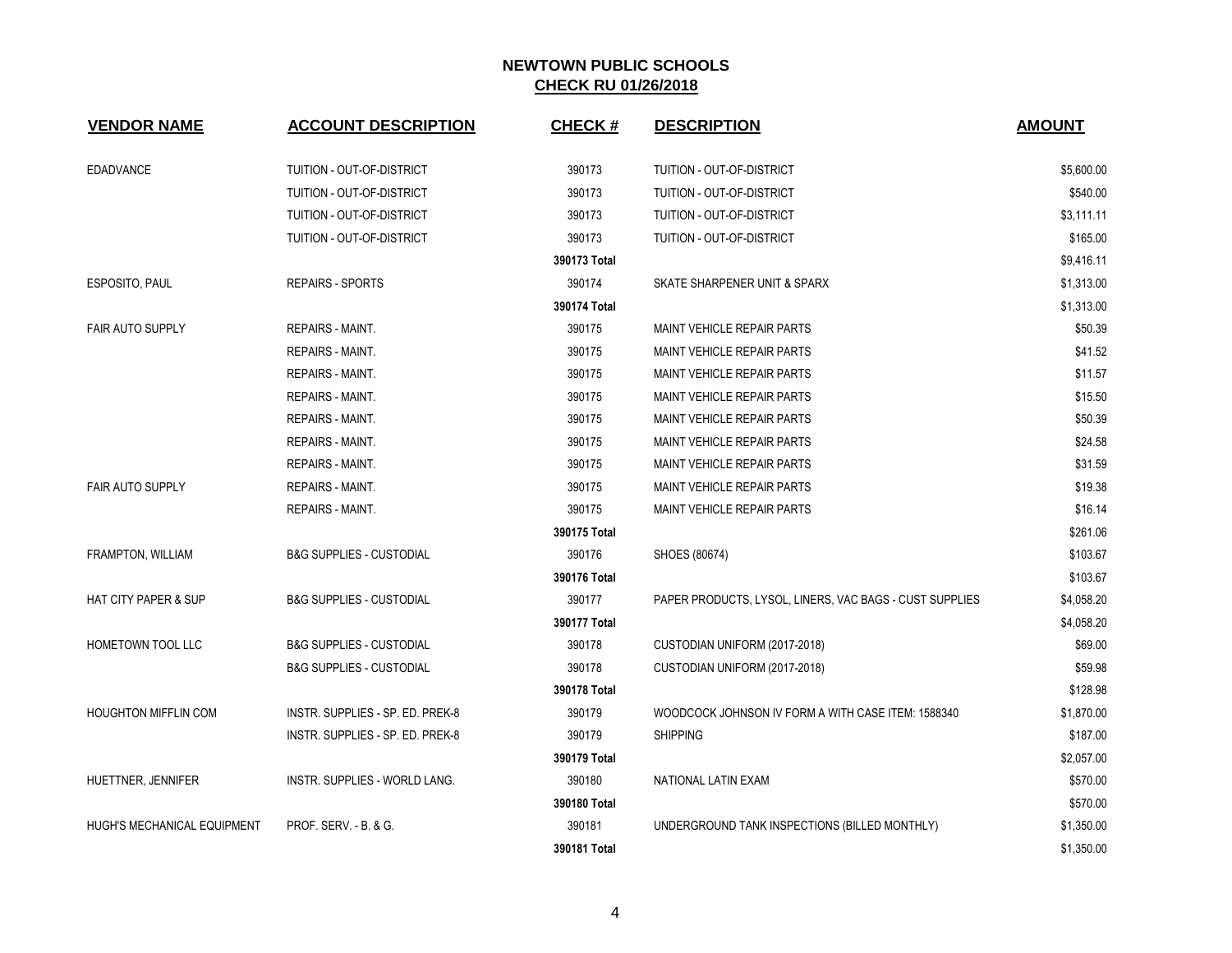# NEWTOWN PUBLIC SCHOOLS

## CHECK RU 01/26/2018

| VENDOR NAME | ACCOUNT DESCRIPTION | CHECK # | DESCRIPTION | AMOUNT |
|---|---|---|---|---|
| EDADVANCE | TUITION - OUT-OF-DISTRICT | 390173 | TUITION - OUT-OF-DISTRICT | $5,600.00 |
| | TUITION - OUT-OF-DISTRICT | 390173 | TUITION - OUT-OF-DISTRICT | $540.00 |
| | TUITION - OUT-OF-DISTRICT | 390173 | TUITION - OUT-OF-DISTRICT | $3,111.11 |
| | TUITION - OUT-OF-DISTRICT | 390173 | TUITION - OUT-OF-DISTRICT | $165.00 |
| | | **390173 Total** | | $9,416.11 |
| ESPOSITO, PAUL | REPAIRS - SPORTS | 390174 | SKATE SHARPENER UNIT & SPARX | $1,313.00 |
| | | **390174 Total** | | $1,313.00 |
| FAIR AUTO SUPPLY | REPAIRS - MAINT. | 390175 | MAINT VEHICLE REPAIR PARTS | $50.39 |
| | REPAIRS - MAINT. | 390175 | MAINT VEHICLE REPAIR PARTS | $41.52 |
| | REPAIRS - MAINT. | 390175 | MAINT VEHICLE REPAIR PARTS | $11.57 |
| | REPAIRS - MAINT. | 390175 | MAINT VEHICLE REPAIR PARTS | $15.50 |
| | REPAIRS - MAINT. | 390175 | MAINT VEHICLE REPAIR PARTS | $50.39 |
| | REPAIRS - MAINT. | 390175 | MAINT VEHICLE REPAIR PARTS | $24.58 |
| | REPAIRS - MAINT. | 390175 | MAINT VEHICLE REPAIR PARTS | $31.59 |
| FAIR AUTO SUPPLY | REPAIRS - MAINT. | 390175 | MAINT VEHICLE REPAIR PARTS | $19.38 |
| | REPAIRS - MAINT. | 390175 | MAINT VEHICLE REPAIR PARTS | $16.14 |
| | | **390175 Total** | | $261.06 |
| FRAMPTON, WILLIAM | B&G SUPPLIES - CUSTODIAL | 390176 | SHOES (80674) | $103.67 |
| | | **390176 Total** | | $103.67 |
| HAT CITY PAPER & SUP | B&G SUPPLIES - CUSTODIAL | 390177 | PAPER PRODUCTS, LYSOL, LINERS, VAC BAGS - CUST SUPPLIES | $4,058.20 |
| | | **390177 Total** | | $4,058.20 |
| HOMETOWN TOOL LLC | B&G SUPPLIES - CUSTODIAL | 390178 | CUSTODIAN UNIFORM (2017-2018) | $69.00 |
| | B&G SUPPLIES - CUSTODIAL | 390178 | CUSTODIAN UNIFORM (2017-2018) | $59.98 |
| | | **390178 Total** | | $128.98 |
| HOUGHTON MIFFLIN COM | INSTR. SUPPLIES - SP. ED. PREK-8 | 390179 | WOODCOCK JOHNSON IV FORM A WITH CASE ITEM: 1588340 | $1,870.00 |
| | INSTR. SUPPLIES - SP. ED. PREK-8 | 390179 | SHIPPING | $187.00 |
| | | **390179 Total** | | $2,057.00 |
| HUETTNER, JENNIFER | INSTR. SUPPLIES - WORLD LANG. | 390180 | NATIONAL LATIN EXAM | $570.00 |
| | | **390180 Total** | | $570.00 |
| HUGH'S MECHANICAL EQUIPMENT | PROF. SERV. - B. & G. | 390181 | UNDERGROUND TANK INSPECTIONS (BILLED MONTHLY) | $1,350.00 |
| | | **390181 Total** | | $1,350.00 |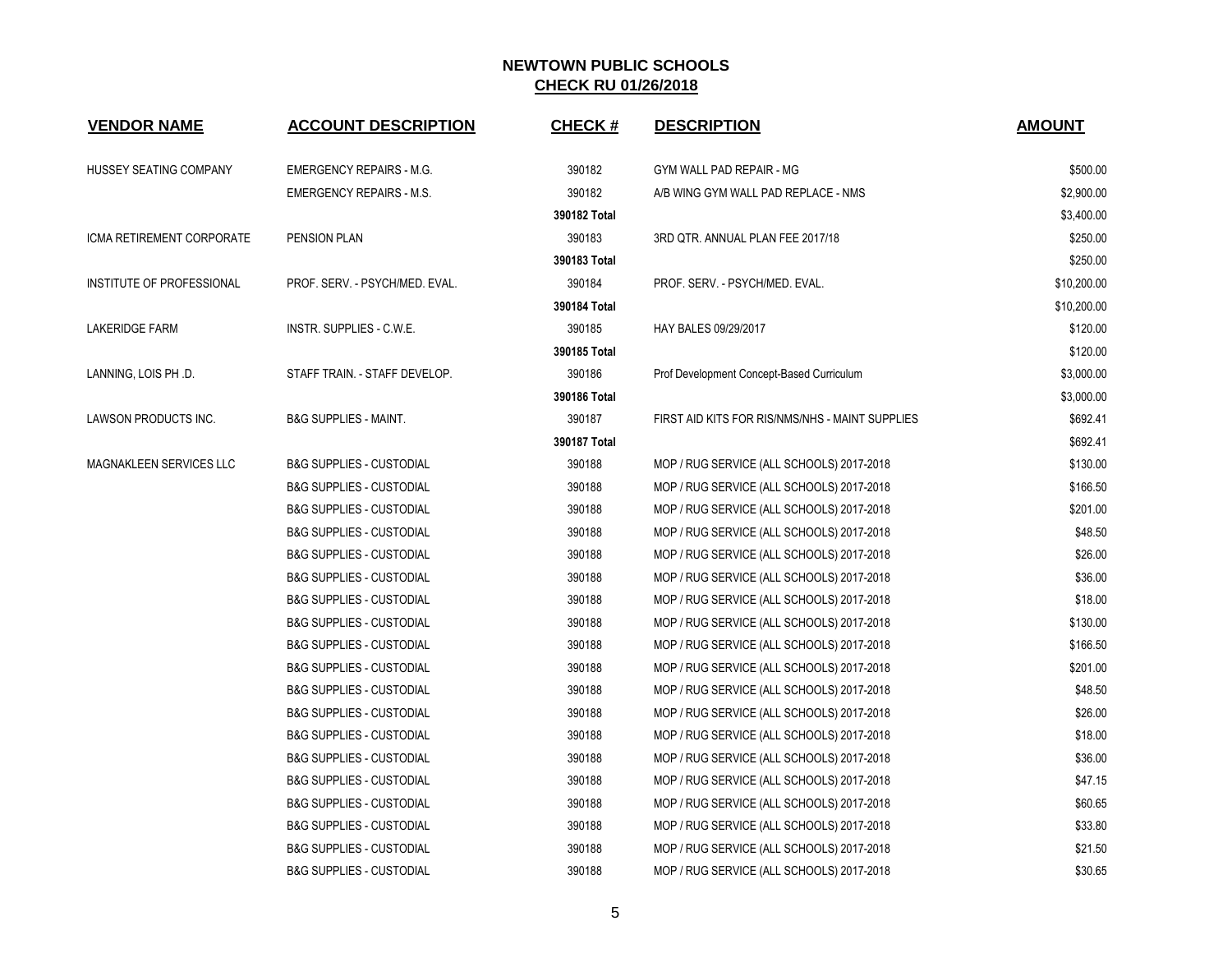# NEWTOWN PUBLIC SCHOOLS

## CHECK RU 01/26/2018

| VENDOR NAME | ACCOUNT DESCRIPTION | CHECK # | DESCRIPTION | AMOUNT |
|---|---|---|---|---|
| HUSSEY SEATING COMPANY | EMERGENCY REPAIRS - M.G. | 390182 | GYM WALL PAD REPAIR - MG | $500.00 |
| | EMERGENCY REPAIRS - M.S. | 390182 | A/B WING GYM WALL PAD REPLACE - NMS | $2,900.00 |
| | | **390182 Total** | | $3,400.00 |
| ICMA RETIREMENT CORPORATE | PENSION PLAN | 390183 | 3RD QTR. ANNUAL PLAN FEE 2017/18 | $250.00 |
| | | **390183 Total** | | $250.00 |
| INSTITUTE OF PROFESSIONAL | PROF. SERV. - PSYCH/MED. EVAL. | 390184 | PROF. SERV. - PSYCH/MED. EVAL. | $10,200.00 |
| | | **390184 Total** | | $10,200.00 |
| LAKERIDGE FARM | INSTR. SUPPLIES - C.W.E. | 390185 | HAY BALES 09/29/2017 | $120.00 |
| | | **390185 Total** | | $120.00 |
| LANNING, LOIS PH .D. | STAFF TRAIN. - STAFF DEVELOP. | 390186 | Prof Development Concept-Based Curriculum | $3,000.00 |
| | | **390186 Total** | | $3,000.00 |
| LAWSON PRODUCTS INC. | B&G SUPPLIES - MAINT. | 390187 | FIRST AID KITS FOR RIS/NMS/NHS - MAINT SUPPLIES | $692.41 |
| | | **390187 Total** | | $692.41 |
| MAGNAKLEEN SERVICES LLC | B&G SUPPLIES - CUSTODIAL | 390188 | MOP / RUG SERVICE (ALL SCHOOLS) 2017-2018 | $130.00 |
| | B&G SUPPLIES - CUSTODIAL | 390188 | MOP / RUG SERVICE (ALL SCHOOLS) 2017-2018 | $166.50 |
| | B&G SUPPLIES - CUSTODIAL | 390188 | MOP / RUG SERVICE (ALL SCHOOLS) 2017-2018 | $201.00 |
| | B&G SUPPLIES - CUSTODIAL | 390188 | MOP / RUG SERVICE (ALL SCHOOLS) 2017-2018 | $48.50 |
| | B&G SUPPLIES - CUSTODIAL | 390188 | MOP / RUG SERVICE (ALL SCHOOLS) 2017-2018 | $26.00 |
| | B&G SUPPLIES - CUSTODIAL | 390188 | MOP / RUG SERVICE (ALL SCHOOLS) 2017-2018 | $36.00 |
| | B&G SUPPLIES - CUSTODIAL | 390188 | MOP / RUG SERVICE (ALL SCHOOLS) 2017-2018 | $18.00 |
| | B&G SUPPLIES - CUSTODIAL | 390188 | MOP / RUG SERVICE (ALL SCHOOLS) 2017-2018 | $130.00 |
| | B&G SUPPLIES - CUSTODIAL | 390188 | MOP / RUG SERVICE (ALL SCHOOLS) 2017-2018 | $166.50 |
| | B&G SUPPLIES - CUSTODIAL | 390188 | MOP / RUG SERVICE (ALL SCHOOLS) 2017-2018 | $201.00 |
| | B&G SUPPLIES - CUSTODIAL | 390188 | MOP / RUG SERVICE (ALL SCHOOLS) 2017-2018 | $48.50 |
| | B&G SUPPLIES - CUSTODIAL | 390188 | MOP / RUG SERVICE (ALL SCHOOLS) 2017-2018 | $26.00 |
| | B&G SUPPLIES - CUSTODIAL | 390188 | MOP / RUG SERVICE (ALL SCHOOLS) 2017-2018 | $18.00 |
| | B&G SUPPLIES - CUSTODIAL | 390188 | MOP / RUG SERVICE (ALL SCHOOLS) 2017-2018 | $36.00 |
| | B&G SUPPLIES - CUSTODIAL | 390188 | MOP / RUG SERVICE (ALL SCHOOLS) 2017-2018 | $47.15 |
| | B&G SUPPLIES - CUSTODIAL | 390188 | MOP / RUG SERVICE (ALL SCHOOLS) 2017-2018 | $60.65 |
| | B&G SUPPLIES - CUSTODIAL | 390188 | MOP / RUG SERVICE (ALL SCHOOLS) 2017-2018 | $33.80 |
| | B&G SUPPLIES - CUSTODIAL | 390188 | MOP / RUG SERVICE (ALL SCHOOLS) 2017-2018 | $21.50 |
| | B&G SUPPLIES - CUSTODIAL | 390188 | MOP / RUG SERVICE (ALL SCHOOLS) 2017-2018 | $30.65 |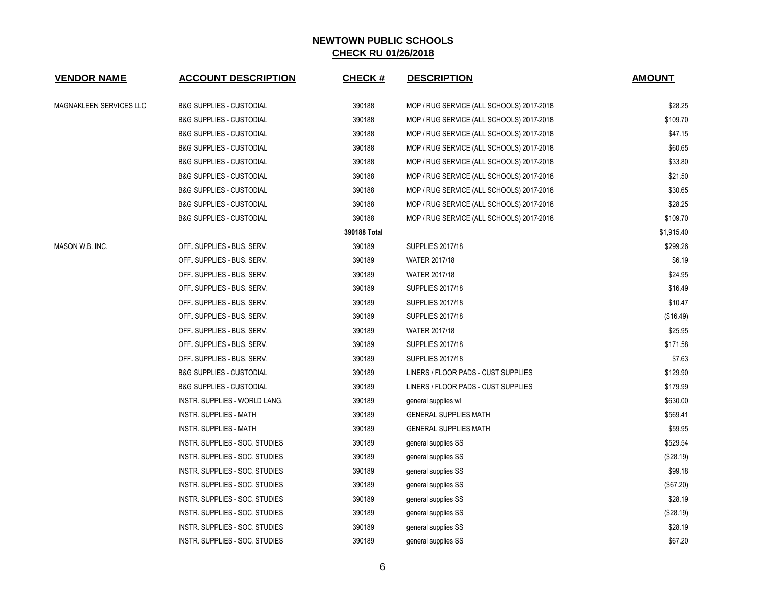## NEWTOWN PUBLIC SCHOOLS
## CHECK RU 01/26/2018

| VENDOR NAME | ACCOUNT DESCRIPTION | CHECK # | DESCRIPTION | AMOUNT |
|---|---|---|---|---|
| MAGNAKLEEN SERVICES LLC | B&G SUPPLIES - CUSTODIAL | 390188 | MOP / RUG SERVICE (ALL SCHOOLS) 2017-2018 | $28.25 |
| | B&G SUPPLIES - CUSTODIAL | 390188 | MOP / RUG SERVICE (ALL SCHOOLS) 2017-2018 | $109.70 |
| | B&G SUPPLIES - CUSTODIAL | 390188 | MOP / RUG SERVICE (ALL SCHOOLS) 2017-2018 | $47.15 |
| | B&G SUPPLIES - CUSTODIAL | 390188 | MOP / RUG SERVICE (ALL SCHOOLS) 2017-2018 | $60.65 |
| | B&G SUPPLIES - CUSTODIAL | 390188 | MOP / RUG SERVICE (ALL SCHOOLS) 2017-2018 | $33.80 |
| | B&G SUPPLIES - CUSTODIAL | 390188 | MOP / RUG SERVICE (ALL SCHOOLS) 2017-2018 | $21.50 |
| | B&G SUPPLIES - CUSTODIAL | 390188 | MOP / RUG SERVICE (ALL SCHOOLS) 2017-2018 | $30.65 |
| | B&G SUPPLIES - CUSTODIAL | 390188 | MOP / RUG SERVICE (ALL SCHOOLS) 2017-2018 | $28.25 |
| | B&G SUPPLIES - CUSTODIAL | 390188 | MOP / RUG SERVICE (ALL SCHOOLS) 2017-2018 | $109.70 |
| | | **390188 Total** | | $1,915.40 |
| MASON W.B. INC. | OFF. SUPPLIES - BUS. SERV. | 390189 | SUPPLIES 2017/18 | $299.26 |
| | OFF. SUPPLIES - BUS. SERV. | 390189 | WATER 2017/18 | $6.19 |
| | OFF. SUPPLIES - BUS. SERV. | 390189 | WATER 2017/18 | $24.95 |
| | OFF. SUPPLIES - BUS. SERV. | 390189 | SUPPLIES 2017/18 | $16.49 |
| | OFF. SUPPLIES - BUS. SERV. | 390189 | SUPPLIES 2017/18 | $10.47 |
| | OFF. SUPPLIES - BUS. SERV. | 390189 | SUPPLIES 2017/18 | ($16.49) |
| | OFF. SUPPLIES - BUS. SERV. | 390189 | WATER 2017/18 | $25.95 |
| | OFF. SUPPLIES - BUS. SERV. | 390189 | SUPPLIES 2017/18 | $171.58 |
| | OFF. SUPPLIES - BUS. SERV. | 390189 | SUPPLIES 2017/18 | $7.63 |
| | B&G SUPPLIES - CUSTODIAL | 390189 | LINERS / FLOOR PADS - CUST SUPPLIES | $129.90 |
| | B&G SUPPLIES - CUSTODIAL | 390189 | LINERS / FLOOR PADS - CUST SUPPLIES | $179.99 |
| | INSTR. SUPPLIES - WORLD LANG. | 390189 | general supplies wl | $630.00 |
| | INSTR. SUPPLIES - MATH | 390189 | GENERAL SUPPLIES MATH | $569.41 |
| | INSTR. SUPPLIES - MATH | 390189 | GENERAL SUPPLIES MATH | $59.95 |
| | INSTR. SUPPLIES - SOC. STUDIES | 390189 | general supplies SS | $529.54 |
| | INSTR. SUPPLIES - SOC. STUDIES | 390189 | general supplies SS | ($28.19) |
| | INSTR. SUPPLIES - SOC. STUDIES | 390189 | general supplies SS | $99.18 |
| | INSTR. SUPPLIES - SOC. STUDIES | 390189 | general supplies SS | ($67.20) |
| | INSTR. SUPPLIES - SOC. STUDIES | 390189 | general supplies SS | $28.19 |
| | INSTR. SUPPLIES - SOC. STUDIES | 390189 | general supplies SS | ($28.19) |
| | INSTR. SUPPLIES - SOC. STUDIES | 390189 | general supplies SS | $28.19 |
| | INSTR. SUPPLIES - SOC. STUDIES | 390189 | general supplies SS | $67.20 |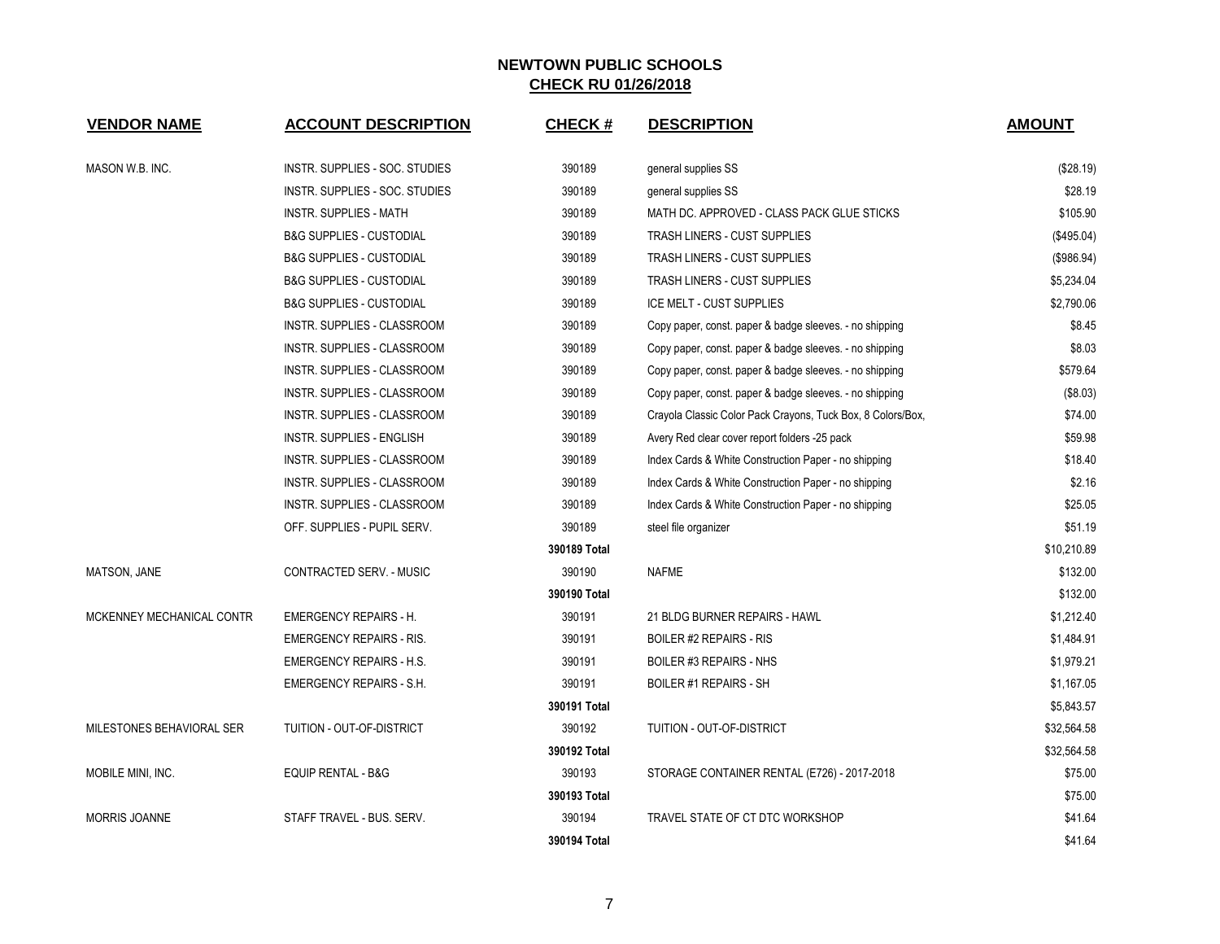# NEWTOWN PUBLIC SCHOOLS

## CHECK RU 01/26/2018

| VENDOR NAME | ACCOUNT DESCRIPTION | CHECK # | DESCRIPTION | AMOUNT |
|---|---|---|---|---|
| MASON W.B. INC. | INSTR. SUPPLIES - SOC. STUDIES | 390189 | general supplies SS | ($28.19) |
| | INSTR. SUPPLIES - SOC. STUDIES | 390189 | general supplies SS | $28.19 |
| | INSTR. SUPPLIES - MATH | 390189 | MATH DC. APPROVED - CLASS PACK GLUE STICKS | $105.90 |
| | B&G SUPPLIES - CUSTODIAL | 390189 | TRASH LINERS - CUST SUPPLIES | ($495.04) |
| | B&G SUPPLIES - CUSTODIAL | 390189 | TRASH LINERS - CUST SUPPLIES | ($986.94) |
| | B&G SUPPLIES - CUSTODIAL | 390189 | TRASH LINERS - CUST SUPPLIES | $5,234.04 |
| | B&G SUPPLIES - CUSTODIAL | 390189 | ICE MELT - CUST SUPPLIES | $2,790.06 |
| | INSTR. SUPPLIES - CLASSROOM | 390189 | Copy paper, const. paper & badge sleeves. - no shipping | $8.45 |
| | INSTR. SUPPLIES - CLASSROOM | 390189 | Copy paper, const. paper & badge sleeves. - no shipping | $8.03 |
| | INSTR. SUPPLIES - CLASSROOM | 390189 | Copy paper, const. paper & badge sleeves. - no shipping | $579.64 |
| | INSTR. SUPPLIES - CLASSROOM | 390189 | Copy paper, const. paper & badge sleeves. - no shipping | ($8.03) |
| | INSTR. SUPPLIES - CLASSROOM | 390189 | Crayola Classic Color Pack Crayons, Tuck Box, 8 Colors/Box, | $74.00 |
| | INSTR. SUPPLIES - ENGLISH | 390189 | Avery Red clear cover report folders -25 pack | $59.98 |
| | INSTR. SUPPLIES - CLASSROOM | 390189 | Index Cards & White Construction Paper - no shipping | $18.40 |
| | INSTR. SUPPLIES - CLASSROOM | 390189 | Index Cards & White Construction Paper - no shipping | $2.16 |
| | INSTR. SUPPLIES - CLASSROOM | 390189 | Index Cards & White Construction Paper - no shipping | $25.05 |
| | OFF. SUPPLIES - PUPIL SERV. | 390189 | steel file organizer | $51.19 |
| | | **390189 Total** | | $10,210.89 |
| MATSON, JANE | CONTRACTED SERV. - MUSIC | 390190 | NAFME | $132.00 |
| | | **390190 Total** | | $132.00 |
| MCKENNEY MECHANICAL CONTR | EMERGENCY REPAIRS - H. | 390191 | 21 BLDG BURNER REPAIRS - HAWL | $1,212.40 |
| | EMERGENCY REPAIRS - RIS. | 390191 | BOILER #2 REPAIRS - RIS | $1,484.91 |
| | EMERGENCY REPAIRS - H.S. | 390191 | BOILER #3 REPAIRS - NHS | $1,979.21 |
| | EMERGENCY REPAIRS - S.H. | 390191 | BOILER #1 REPAIRS - SH | $1,167.05 |
| | | **390191 Total** | | $5,843.57 |
| MILESTONES BEHAVIORAL SER | TUITION - OUT-OF-DISTRICT | 390192 | TUITION - OUT-OF-DISTRICT | $32,564.58 |
| | | **390192 Total** | | $32,564.58 |
| MOBILE MINI, INC. | EQUIP RENTAL - B&G | 390193 | STORAGE CONTAINER RENTAL (E726) - 2017-2018 | $75.00 |
| | | **390193 Total** | | $75.00 |
| MORRIS JOANNE | STAFF TRAVEL - BUS. SERV. | 390194 | TRAVEL STATE OF CT DTC WORKSHOP | $41.64 |
| | | **390194 Total** | | $41.64 |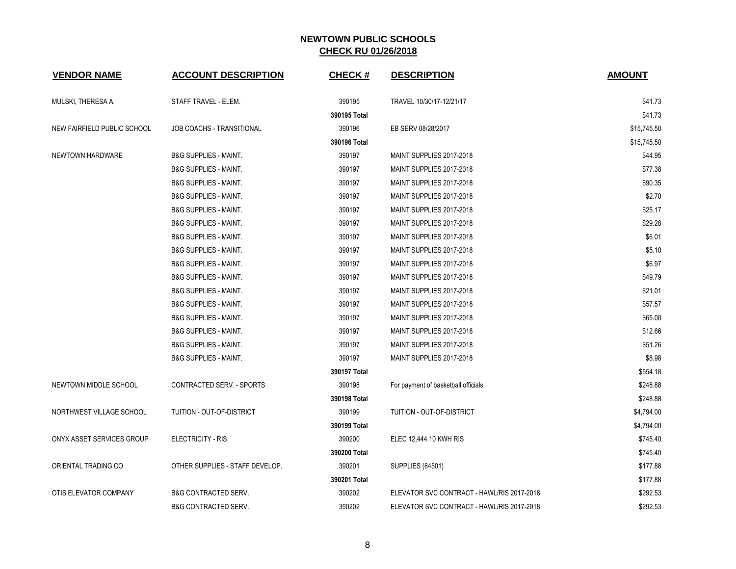## NEWTOWN PUBLIC SCHOOLS
## CHECK RU 01/26/2018

| VENDOR NAME | ACCOUNT DESCRIPTION | CHECK # | DESCRIPTION | AMOUNT |
|---|---|---|---|---|
| MULSKI, THERESA A. | STAFF TRAVEL - ELEM. | 390195 | TRAVEL 10/30/17-12/21/17 | $41.73 |
| | | 390195 Total | | $41.73 |
| NEW FAIRFIELD PUBLIC SCHOOL | JOB COACHS - TRANSITIONAL | 390196 | EB SERV 08/28/2017 | $15,745.50 |
| | | 390196 Total | | $15,745.50 |
| NEWTOWN HARDWARE | B&G SUPPLIES - MAINT. | 390197 | MAINT SUPPLIES 2017-2018 | $44.95 |
| | B&G SUPPLIES - MAINT. | 390197 | MAINT SUPPLIES 2017-2018 | $77.38 |
| | B&G SUPPLIES - MAINT. | 390197 | MAINT SUPPLIES 2017-2018 | $90.35 |
| | B&G SUPPLIES - MAINT. | 390197 | MAINT SUPPLIES 2017-2018 | $2.70 |
| | B&G SUPPLIES - MAINT. | 390197 | MAINT SUPPLIES 2017-2018 | $25.17 |
| | B&G SUPPLIES - MAINT. | 390197 | MAINT SUPPLIES 2017-2018 | $29.28 |
| | B&G SUPPLIES - MAINT. | 390197 | MAINT SUPPLIES 2017-2018 | $6.01 |
| | B&G SUPPLIES - MAINT. | 390197 | MAINT SUPPLIES 2017-2018 | $5.10 |
| | B&G SUPPLIES - MAINT. | 390197 | MAINT SUPPLIES 2017-2018 | $6.97 |
| | B&G SUPPLIES - MAINT. | 390197 | MAINT SUPPLIES 2017-2018 | $49.79 |
| | B&G SUPPLIES - MAINT. | 390197 | MAINT SUPPLIES 2017-2018 | $21.01 |
| | B&G SUPPLIES - MAINT. | 390197 | MAINT SUPPLIES 2017-2018 | $57.57 |
| | B&G SUPPLIES - MAINT. | 390197 | MAINT SUPPLIES 2017-2018 | $65.00 |
| | B&G SUPPLIES - MAINT. | 390197 | MAINT SUPPLIES 2017-2018 | $12.66 |
| | B&G SUPPLIES - MAINT. | 390197 | MAINT SUPPLIES 2017-2018 | $51.26 |
| | B&G SUPPLIES - MAINT. | 390197 | MAINT SUPPLIES 2017-2018 | $8.98 |
| | | 390197 Total | | $554.18 |
| NEWTOWN MIDDLE SCHOOL | CONTRACTED SERV. - SPORTS | 390198 | For payment of basketball officials. | $248.88 |
| | | 390198 Total | | $248.88 |
| NORTHWEST VILLAGE SCHOOL | TUITION - OUT-OF-DISTRICT | 390199 | TUITION - OUT-OF-DISTRICT | $4,794.00 |
| | | 390199 Total | | $4,794.00 |
| ONYX ASSET SERVICES GROUP | ELECTRICITY - RIS. | 390200 | ELEC 12,444.10 KWH RIS | $745.40 |
| | | 390200 Total | | $745.40 |
| ORIENTAL TRADING CO | OTHER SUPPLIES - STAFF DEVELOP. | 390201 | SUPPLIES (84501) | $177.88 |
| | | 390201 Total | | $177.88 |
| OTIS ELEVATOR COMPANY | B&G CONTRACTED SERV. | 390202 | ELEVATOR SVC CONTRACT - HAWL/RIS 2017-2018 | $292.53 |
| | B&G CONTRACTED SERV. | 390202 | ELEVATOR SVC CONTRACT - HAWL/RIS 2017-2018 | $292.53 |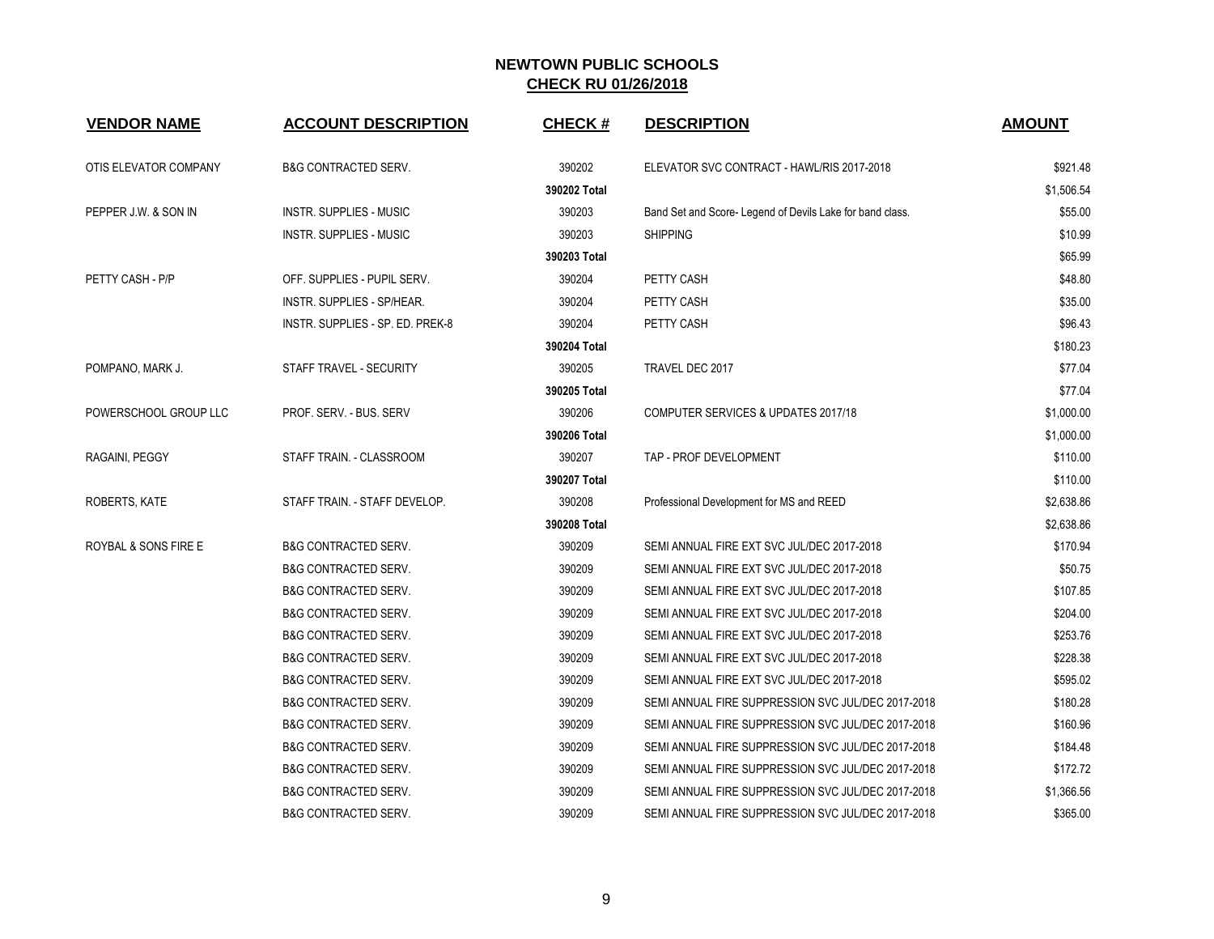# NEWTOWN PUBLIC SCHOOLS

## CHECK RU 01/26/2018

| VENDOR NAME | ACCOUNT DESCRIPTION | CHECK # | DESCRIPTION | AMOUNT |
|---|---|---|---|---|
| OTIS ELEVATOR COMPANY | B&G CONTRACTED SERV. | 390202 | ELEVATOR SVC CONTRACT - HAWL/RIS 2017-2018 | $921.48 |
| | | 390202 Total | | $1,506.54 |
| PEPPER J.W. & SON IN | INSTR. SUPPLIES - MUSIC | 390203 | Band Set and Score- Legend of Devils Lake for band class. | $55.00 |
| | INSTR. SUPPLIES - MUSIC | 390203 | SHIPPING | $10.99 |
| | | 390203 Total | | $65.99 |
| PETTY CASH - P/P | OFF. SUPPLIES - PUPIL SERV. | 390204 | PETTY CASH | $48.80 |
| | INSTR. SUPPLIES - SP/HEAR. | 390204 | PETTY CASH | $35.00 |
| | INSTR. SUPPLIES - SP. ED. PREK-8 | 390204 | PETTY CASH | $96.43 |
| | | 390204 Total | | $180.23 |
| POMPANO, MARK J. | STAFF TRAVEL - SECURITY | 390205 | TRAVEL DEC 2017 | $77.04 |
| | | 390205 Total | | $77.04 |
| POWERSCHOOL GROUP LLC | PROF. SERV. - BUS. SERV | 390206 | COMPUTER SERVICES & UPDATES 2017/18 | $1,000.00 |
| | | 390206 Total | | $1,000.00 |
| RAGAINI, PEGGY | STAFF TRAIN. - CLASSROOM | 390207 | TAP - PROF DEVELOPMENT | $110.00 |
| | | 390207 Total | | $110.00 |
| ROBERTS, KATE | STAFF TRAIN. - STAFF DEVELOP. | 390208 | Professional Development for MS and REED | $2,638.86 |
| | | 390208 Total | | $2,638.86 |
| ROYBAL & SONS FIRE E | B&G CONTRACTED SERV. | 390209 | SEMI ANNUAL FIRE EXT SVC JUL/DEC 2017-2018 | $170.94 |
| | B&G CONTRACTED SERV. | 390209 | SEMI ANNUAL FIRE EXT SVC JUL/DEC 2017-2018 | $50.75 |
| | B&G CONTRACTED SERV. | 390209 | SEMI ANNUAL FIRE EXT SVC JUL/DEC 2017-2018 | $107.85 |
| | B&G CONTRACTED SERV. | 390209 | SEMI ANNUAL FIRE EXT SVC JUL/DEC 2017-2018 | $204.00 |
| | B&G CONTRACTED SERV. | 390209 | SEMI ANNUAL FIRE EXT SVC JUL/DEC 2017-2018 | $253.76 |
| | B&G CONTRACTED SERV. | 390209 | SEMI ANNUAL FIRE EXT SVC JUL/DEC 2017-2018 | $228.38 |
| | B&G CONTRACTED SERV. | 390209 | SEMI ANNUAL FIRE EXT SVC JUL/DEC 2017-2018 | $595.02 |
| | B&G CONTRACTED SERV. | 390209 | SEMI ANNUAL FIRE SUPPRESSION SVC JUL/DEC 2017-2018 | $180.28 |
| | B&G CONTRACTED SERV. | 390209 | SEMI ANNUAL FIRE SUPPRESSION SVC JUL/DEC 2017-2018 | $160.96 |
| | B&G CONTRACTED SERV. | 390209 | SEMI ANNUAL FIRE SUPPRESSION SVC JUL/DEC 2017-2018 | $184.48 |
| | B&G CONTRACTED SERV. | 390209 | SEMI ANNUAL FIRE SUPPRESSION SVC JUL/DEC 2017-2018 | $172.72 |
| | B&G CONTRACTED SERV. | 390209 | SEMI ANNUAL FIRE SUPPRESSION SVC JUL/DEC 2017-2018 | $1,366.56 |
| | B&G CONTRACTED SERV. | 390209 | SEMI ANNUAL FIRE SUPPRESSION SVC JUL/DEC 2017-2018 | $365.00 |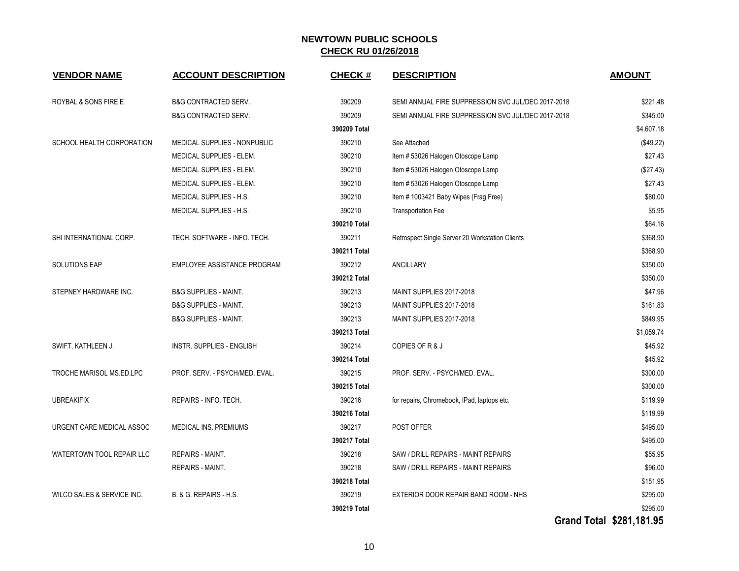# NEWTOWN PUBLIC SCHOOLS

## CHECK RU 01/26/2018

| VENDOR NAME | ACCOUNT DESCRIPTION | CHECK # | DESCRIPTION | AMOUNT |
|---|---|---|---|---|
| ROYBAL & SONS FIRE E | B&G CONTRACTED SERV. | 390209 | SEMI ANNUAL FIRE SUPPRESSION SVC JUL/DEC 2017-2018 | $221.48 |
| | B&G CONTRACTED SERV. | 390209 | SEMI ANNUAL FIRE SUPPRESSION SVC JUL/DEC 2017-2018 | $345.00 |
| | | 390209 Total | | $4,607.18 |
| SCHOOL HEALTH CORPORATION | MEDICAL SUPPLIES - NONPUBLIC | 390210 | See Attached | ($49.22) |
| | MEDICAL SUPPLIES - ELEM. | 390210 | Item # 53026 Halogen Otoscope Lamp | $27.43 |
| | MEDICAL SUPPLIES - ELEM. | 390210 | Item # 53026 Halogen Otoscope Lamp | ($27.43) |
| | MEDICAL SUPPLIES - ELEM. | 390210 | Item # 53026 Halogen Otoscope Lamp | $27.43 |
| | MEDICAL SUPPLIES - H.S. | 390210 | Item # 1003421 Baby Wipes (Frag Free) | $80.00 |
| | MEDICAL SUPPLIES - H.S. | 390210 | Transportation Fee | $5.95 |
| | | 390210 Total | | $64.16 |
| SHI INTERNATIONAL CORP. | TECH. SOFTWARE - INFO. TECH. | 390211 | Retrospect Single Server 20 Workstation Clients | $368.90 |
| | | 390211 Total | | $368.90 |
| SOLUTIONS EAP | EMPLOYEE ASSISTANCE PROGRAM | 390212 | ANCILLARY | $350.00 |
| | | 390212 Total | | $350.00 |
| STEPNEY HARDWARE INC. | B&G SUPPLIES - MAINT. | 390213 | MAINT SUPPLIES 2017-2018 | $47.96 |
| | B&G SUPPLIES - MAINT. | 390213 | MAINT SUPPLIES 2017-2018 | $161.83 |
| | B&G SUPPLIES - MAINT. | 390213 | MAINT SUPPLIES 2017-2018 | $849.95 |
| | | 390213 Total | | $1,059.74 |
| SWIFT, KATHLEEN J. | INSTR. SUPPLIES - ENGLISH | 390214 | COPIES OF R & J | $45.92 |
| | | 390214 Total | | $45.92 |
| TROCHE MARISOL MS.ED.LPC | PROF. SERV. - PSYCH/MED. EVAL. | 390215 | PROF. SERV. - PSYCH/MED. EVAL. | $300.00 |
| | | 390215 Total | | $300.00 |
| UBREAKIFIX | REPAIRS - INFO. TECH. | 390216 | for repairs, Chromebook, IPad, laptops etc. | $119.99 |
| | | 390216 Total | | $119.99 |
| URGENT CARE MEDICAL ASSOC | MEDICAL INS. PREMIUMS | 390217 | POST OFFER | $495.00 |
| | | 390217 Total | | $495.00 |
| WATERTOWN TOOL REPAIR LLC | REPAIRS - MAINT. | 390218 | SAW / DRILL REPAIRS - MAINT REPAIRS | $55.95 |
| | REPAIRS - MAINT. | 390218 | SAW / DRILL REPAIRS - MAINT REPAIRS | $96.00 |
| | | 390218 Total | | $151.95 |
| WILCO SALES & SERVICE INC. | B. & G. REPAIRS - H.S. | 390219 | EXTERIOR DOOR REPAIR BAND ROOM - NHS | $295.00 |
| | | 390219 Total | | $295.00 |
| | | | **Grand Total** | **$281,181.95** |